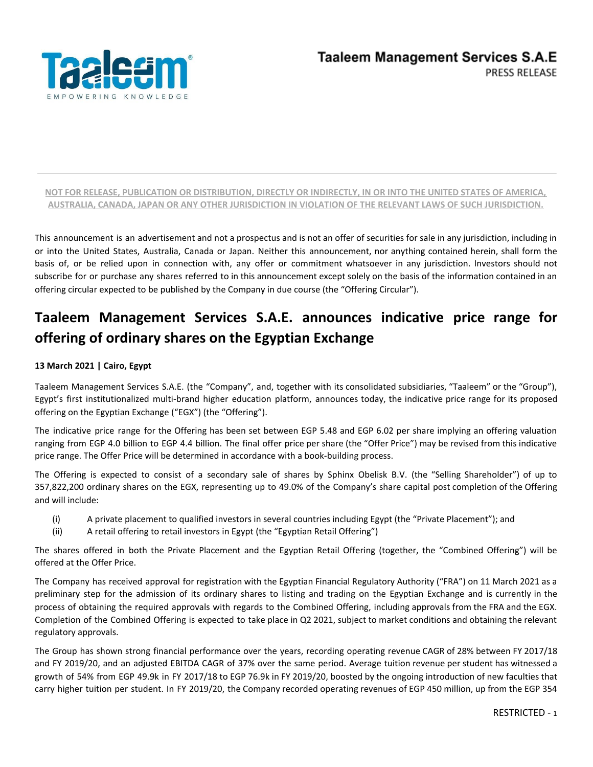Taaleem Management Services S.A.E
PRESS RELEASE

**NOT FOR RELEASE, PUBLICATION OR DISTRIBUTION, DIRECTLY OR INDIRECTLY, IN OR INTO THE UNITED STATES OF AMERICA, AUSTRALIA, CANADA, JAPAN OR ANY OTHER JURISDICTION IN VIOLATION OF THE RELEVANT LAWS OF SUCH JURISDICTION.**

This announcement is an advertisement and not a prospectus and is not an offer of securities for sale in any jurisdiction, including in or into the United States, Australia, Canada or Japan. Neither this announcement, nor anything contained herein, shall form the basis of, or be relied upon in connection with, any offer or commitment whatsoever in any jurisdiction. Investors should not subscribe for or purchase any shares referred to in this announcement except solely on the basis of the information contained in an offering circular expected to be published by the Company in due course (the "Offering Circular").

# Taaleem Management Services S.A.E. announces indicative price range for offering of ordinary shares on the Egyptian Exchange

**13 March 2021 | Cairo, Egypt**

Taaleem Management Services S.A.E. (the "Company", and, together with its consolidated subsidiaries, "Taaleem" or the "Group"), Egypt's first institutionalized multi-brand higher education platform, announces today, the indicative price range for its proposed offering on the Egyptian Exchange ("EGX") (the "Offering").

The indicative price range for the Offering has been set between EGP 5.48 and EGP 6.02 per share implying an offering valuation ranging from EGP 4.0 billion to EGP 4.4 billion. The final offer price per share (the "Offer Price") may be revised from this indicative price range. The Offer Price will be determined in accordance with a book-building process.

The Offering is expected to consist of a secondary sale of shares by Sphinx Obelisk B.V. (the "Selling Shareholder") of up to 357,822,200 ordinary shares on the EGX, representing up to 49.0% of the Company's share capital post completion of the Offering and will include:

(i) A private placement to qualified investors in several countries including Egypt (the "Private Placement"); and
(ii) A retail offering to retail investors in Egypt (the "Egyptian Retail Offering")

The shares offered in both the Private Placement and the Egyptian Retail Offering (together, the "Combined Offering") will be offered at the Offer Price.

The Company has received approval for registration with the Egyptian Financial Regulatory Authority ("FRA") on 11 March 2021 as a preliminary step for the admission of its ordinary shares to listing and trading on the Egyptian Exchange and is currently in the process of obtaining the required approvals with regards to the Combined Offering, including approvals from the FRA and the EGX. Completion of the Combined Offering is expected to take place in Q2 2021, subject to market conditions and obtaining the relevant regulatory approvals.

The Group has shown strong financial performance over the years, recording operating revenue CAGR of 28% between FY 2017/18 and FY 2019/20, and an adjusted EBITDA CAGR of 37% over the same period. Average tuition revenue per student has witnessed a growth of 54% from EGP 49.9k in FY 2017/18 to EGP 76.9k in FY 2019/20, boosted by the ongoing introduction of new faculties that carry higher tuition per student. In FY 2019/20, the Company recorded operating revenues of EGP 450 million, up from the EGP 354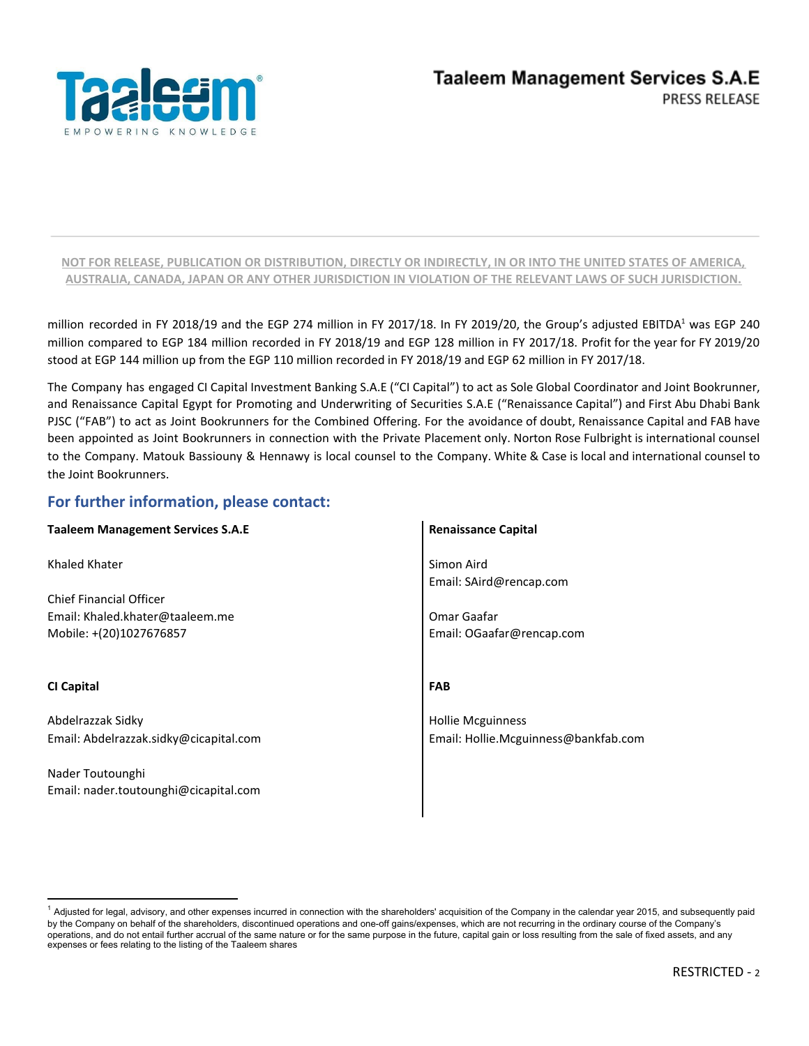**NOT FOR RELEASE, PUBLICATION OR DISTRIBUTION, DIRECTLY OR INDIRECTLY, IN OR INTO THE UNITED STATES OF AMERICA, AUSTRALIA, CANADA, JAPAN OR ANY OTHER JURISDICTION IN VIOLATION OF THE RELEVANT LAWS OF SUCH JURISDICTION.**

million recorded in FY 2018/19 and the EGP 274 million in FY 2017/18. In FY 2019/20, the Group's adjusted EBITDA[1] was EGP 240 million compared to EGP 184 million recorded in FY 2018/19 and EGP 128 million in FY 2017/18. Profit for the year for FY 2019/20 stood at EGP 144 million up from the EGP 110 million recorded in FY 2018/19 and EGP 62 million in FY 2017/18.

The Company has engaged CI Capital Investment Banking S.A.E ("CI Capital") to act as Sole Global Coordinator and Joint Bookrunner, and Renaissance Capital Egypt for Promoting and Underwriting of Securities S.A.E ("Renaissance Capital") and First Abu Dhabi Bank PJSC ("FAB") to act as Joint Bookrunners for the Combined Offering. For the avoidance of doubt, Renaissance Capital and FAB have been appointed as Joint Bookrunners in connection with the Private Placement only. Norton Rose Fulbright is international counsel to the Company. Matouk Bassiouny & Hennawy is local counsel to the Company. White & Case is local and international counsel to the Joint Bookrunners.

## For further information, please contact:

**Taaleem Management Services S.A.E**

Khaled Khater

Chief Financial Officer
Email: Khaled.khater@taaleem.me
Mobile: +(20)1027676857

**CI Capital**

Abdelrazzak Sidky
Email: Abdelrazzak.sidky@cicapital.com

Nader Toutounghi
Email: nader.toutounghi@cicapital.com

**Renaissance Capital**

Simon Aird
Email: SAird@rencap.com

Omar Gaafar
Email: OGaafar@rencap.com

**FAB**

Hollie Mcguinness
Email: Hollie.Mcguinness@bankfab.com

---

[1] Adjusted for legal, advisory, and other expenses incurred in connection with the shareholders' acquisition of the Company in the calendar year 2015, and subsequently paid by the Company on behalf of the shareholders, discontinued operations and one-off gains/expenses, which are not recurring in the ordinary course of the Company's operations, and do not entail further accrual of the same nature or for the same purpose in the future, capital gain or loss resulting from the sale of fixed assets, and any expenses or fees relating to the listing of the Taaleem shares

RESTRICTED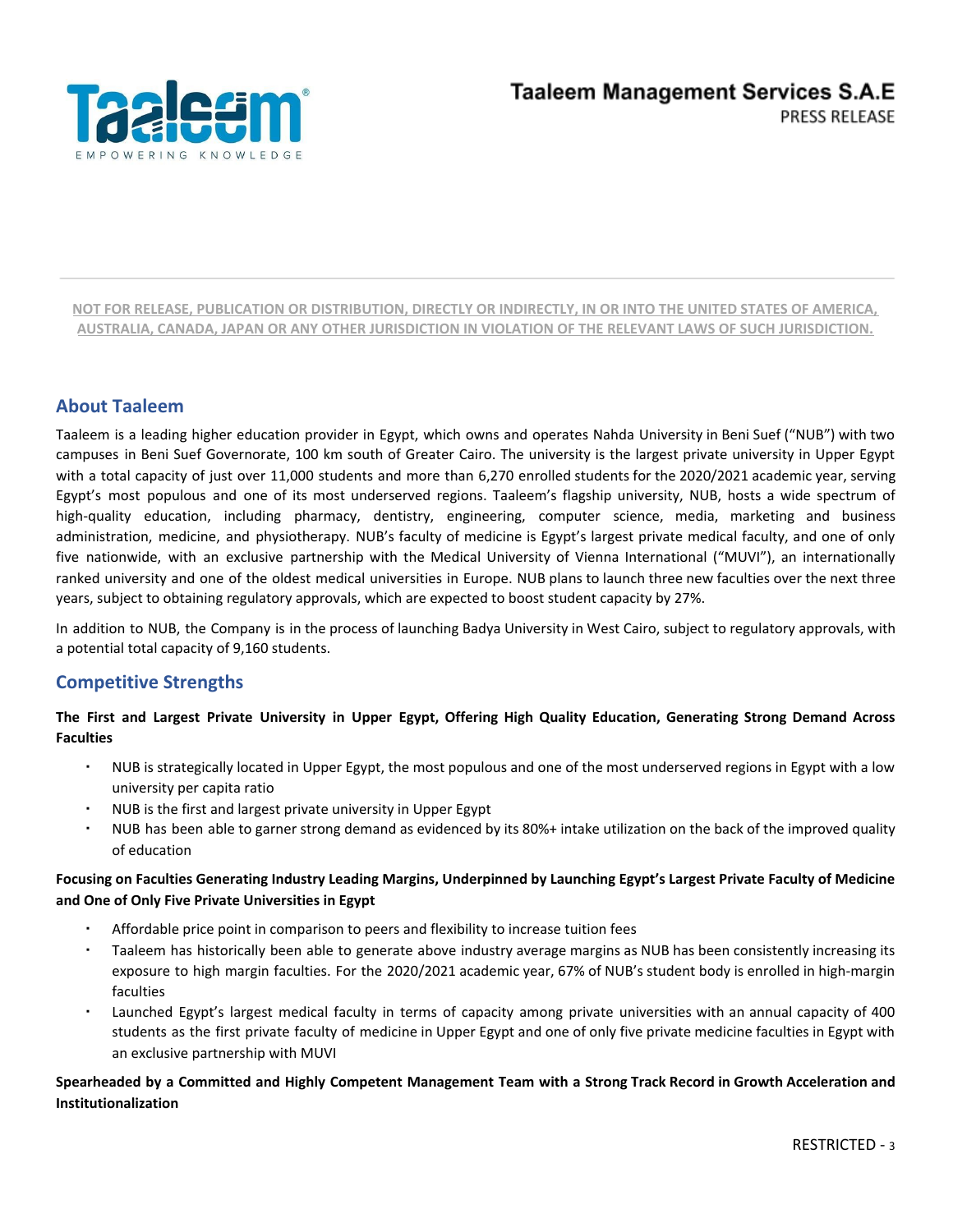**NOT FOR RELEASE, PUBLICATION OR DISTRIBUTION, DIRECTLY OR INDIRECTLY, IN OR INTO THE UNITED STATES OF AMERICA, AUSTRALIA, CANADA, JAPAN OR ANY OTHER JURISDICTION IN VIOLATION OF THE RELEVANT LAWS OF SUCH JURISDICTION.**

## About Taaleem

Taaleem is a leading higher education provider in Egypt, which owns and operates Nahda University in Beni Suef ("NUB") with two campuses in Beni Suef Governorate, 100 km south of Greater Cairo. The university is the largest private university in Upper Egypt with a total capacity of just over 11,000 students and more than 6,270 enrolled students for the 2020/2021 academic year, serving Egypt's most populous and one of its most underserved regions. Taaleem's flagship university, NUB, hosts a wide spectrum of high-quality education, including pharmacy, dentistry, engineering, computer science, media, marketing and business administration, medicine, and physiotherapy. NUB's faculty of medicine is Egypt's largest private medical faculty, and one of only five nationwide, with an exclusive partnership with the Medical University of Vienna International ("MUVI"), an internationally ranked university and one of the oldest medical universities in Europe. NUB plans to launch three new faculties over the next three years, subject to obtaining regulatory approvals, which are expected to boost student capacity by 27%.

In addition to NUB, the Company is in the process of launching Badya University in West Cairo, subject to regulatory approvals, with a potential total capacity of 9,160 students.

## Competitive Strengths

**The First and Largest Private University in Upper Egypt, Offering High Quality Education, Generating Strong Demand Across Faculties**

- NUB is strategically located in Upper Egypt, the most populous and one of the most underserved regions in Egypt with a low university per capita ratio
- NUB is the first and largest private university in Upper Egypt
- NUB has been able to garner strong demand as evidenced by its 80%+ intake utilization on the back of the improved quality of education

**Focusing on Faculties Generating Industry Leading Margins, Underpinned by Launching Egypt's Largest Private Faculty of Medicine and One of Only Five Private Universities in Egypt**

- Affordable price point in comparison to peers and flexibility to increase tuition fees
- Taaleem has historically been able to generate above industry average margins as NUB has been consistently increasing its exposure to high margin faculties. For the 2020/2021 academic year, 67% of NUB's student body is enrolled in high-margin faculties
- Launched Egypt's largest medical faculty in terms of capacity among private universities with an annual capacity of 400 students as the first private faculty of medicine in Upper Egypt and one of only five private medicine faculties in Egypt with an exclusive partnership with MUVI

**Spearheaded by a Committed and Highly Competent Management Team with a Strong Track Record in Growth Acceleration and Institutionalization**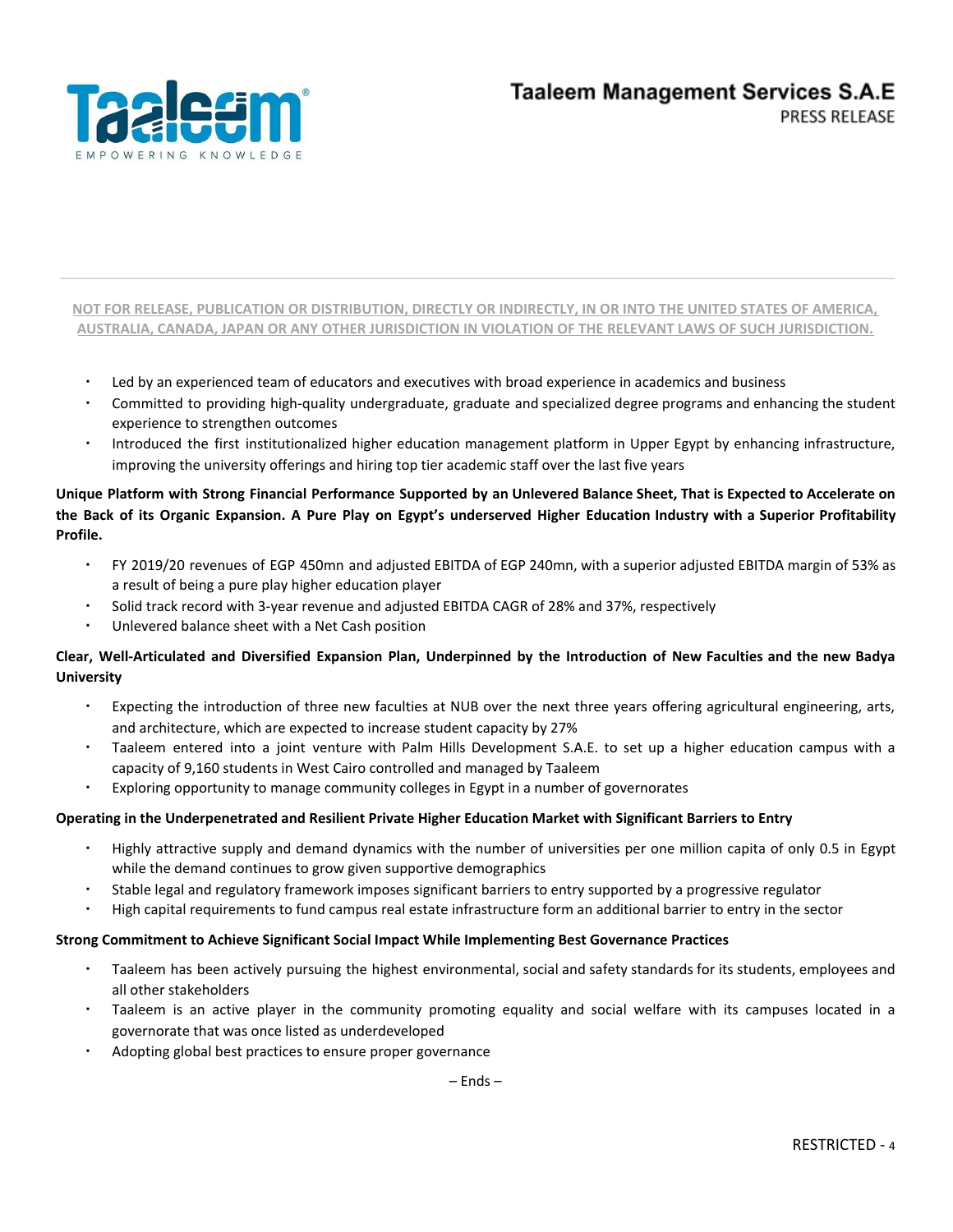NOT FOR RELEASE, PUBLICATION OR DISTRIBUTION, DIRECTLY OR INDIRECTLY, IN OR INTO THE UNITED STATES OF AMERICA, AUSTRALIA, CANADA, JAPAN OR ANY OTHER JURISDICTION IN VIOLATION OF THE RELEVANT LAWS OF SUCH JURISDICTION.

- Led by an experienced team of educators and executives with broad experience in academics and business
- Committed to providing high-quality undergraduate, graduate and specialized degree programs and enhancing the student experience to strengthen outcomes
- Introduced the first institutionalized higher education management platform in Upper Egypt by enhancing infrastructure, improving the university offerings and hiring top tier academic staff over the last five years

**Unique Platform with Strong Financial Performance Supported by an Unlevered Balance Sheet, That is Expected to Accelerate on the Back of its Organic Expansion. A Pure Play on Egypt's underserved Higher Education Industry with a Superior Profitability Profile.**

- FY 2019/20 revenues of EGP 450mn and adjusted EBITDA of EGP 240mn, with a superior adjusted EBITDA margin of 53% as a result of being a pure play higher education player
- Solid track record with 3-year revenue and adjusted EBITDA CAGR of 28% and 37%, respectively
- Unlevered balance sheet with a Net Cash position

**Clear, Well-Articulated and Diversified Expansion Plan, Underpinned by the Introduction of New Faculties and the new Badya University**

- Expecting the introduction of three new faculties at NUB over the next three years offering agricultural engineering, arts, and architecture, which are expected to increase student capacity by 27%
- Taaleem entered into a joint venture with Palm Hills Development S.A.E. to set up a higher education campus with a capacity of 9,160 students in West Cairo controlled and managed by Taaleem
- Exploring opportunity to manage community colleges in Egypt in a number of governorates

**Operating in the Underpenetrated and Resilient Private Higher Education Market with Significant Barriers to Entry**

- Highly attractive supply and demand dynamics with the number of universities per one million capita of only 0.5 in Egypt while the demand continues to grow given supportive demographics
- Stable legal and regulatory framework imposes significant barriers to entry supported by a progressive regulator
- High capital requirements to fund campus real estate infrastructure form an additional barrier to entry in the sector

**Strong Commitment to Achieve Significant Social Impact While Implementing Best Governance Practices**

- Taaleem has been actively pursuing the highest environmental, social and safety standards for its students, employees and all other stakeholders
- Taaleem is an active player in the community promoting equality and social welfare with its campuses located in a governorate that was once listed as underdeveloped
- Adopting global best practices to ensure proper governance

– Ends –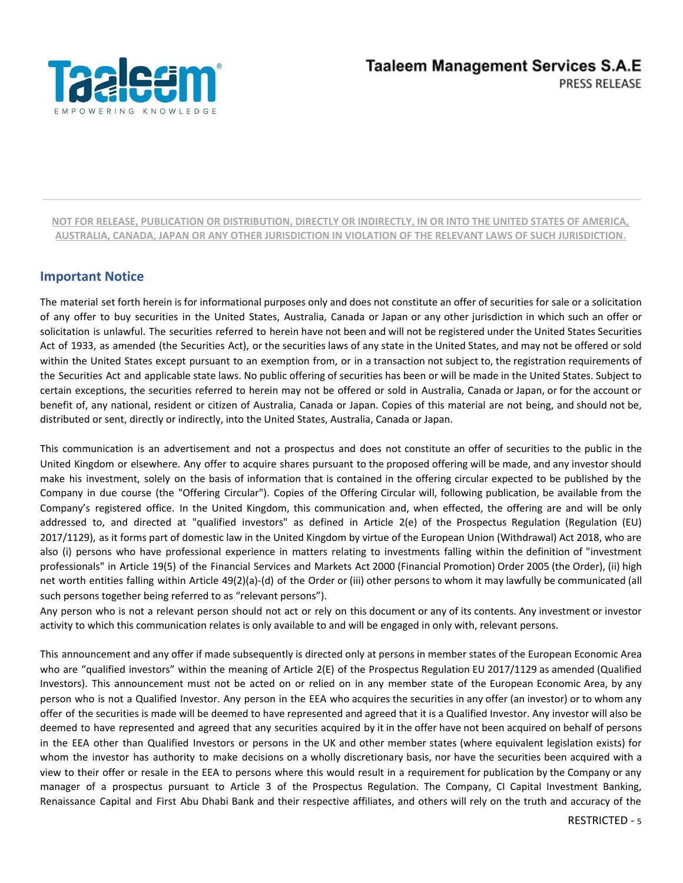**NOT FOR RELEASE, PUBLICATION OR DISTRIBUTION, DIRECTLY OR INDIRECTLY, IN OR INTO THE UNITED STATES OF AMERICA, AUSTRALIA, CANADA, JAPAN OR ANY OTHER JURISDICTION IN VIOLATION OF THE RELEVANT LAWS OF SUCH JURISDICTION.**

## Important Notice

The material set forth herein is for informational purposes only and does not constitute an offer of securities for sale or a solicitation of any offer to buy securities in the United States, Australia, Canada or Japan or any other jurisdiction in which such an offer or solicitation is unlawful. The securities referred to herein have not been and will not be registered under the United States Securities Act of 1933, as amended (the Securities Act), or the securities laws of any state in the United States, and may not be offered or sold within the United States except pursuant to an exemption from, or in a transaction not subject to, the registration requirements of the Securities Act and applicable state laws. No public offering of securities has been or will be made in the United States. Subject to certain exceptions, the securities referred to herein may not be offered or sold in Australia, Canada or Japan, or for the account or benefit of, any national, resident or citizen of Australia, Canada or Japan. Copies of this material are not being, and should not be, distributed or sent, directly or indirectly, into the United States, Australia, Canada or Japan.

This communication is an advertisement and not a prospectus and does not constitute an offer of securities to the public in the United Kingdom or elsewhere. Any offer to acquire shares pursuant to the proposed offering will be made, and any investor should make his investment, solely on the basis of information that is contained in the offering circular expected to be published by the Company in due course (the "Offering Circular"). Copies of the Offering Circular will, following publication, be available from the Company's registered office. In the United Kingdom, this communication and, when effected, the offering are and will be only addressed to, and directed at "qualified investors" as defined in Article 2(e) of the Prospectus Regulation (Regulation (EU) 2017/1129), as it forms part of domestic law in the United Kingdom by virtue of the European Union (Withdrawal) Act 2018, who are also (i) persons who have professional experience in matters relating to investments falling within the definition of "investment professionals" in Article 19(5) of the Financial Services and Markets Act 2000 (Financial Promotion) Order 2005 (the Order), (ii) high net worth entities falling within Article 49(2)(a)-(d) of the Order or (iii) other persons to whom it may lawfully be communicated (all such persons together being referred to as "relevant persons").
Any person who is not a relevant person should not act or rely on this document or any of its contents. Any investment or investor activity to which this communication relates is only available to and will be engaged in only with, relevant persons.

This announcement and any offer if made subsequently is directed only at persons in member states of the European Economic Area who are "qualified investors" within the meaning of Article 2(E) of the Prospectus Regulation EU 2017/1129 as amended (Qualified Investors). This announcement must not be acted on or relied on in any member state of the European Economic Area, by any person who is not a Qualified Investor. Any person in the EEA who acquires the securities in any offer (an investor) or to whom any offer of the securities is made will be deemed to have represented and agreed that it is a Qualified Investor. Any investor will also be deemed to have represented and agreed that any securities acquired by it in the offer have not been acquired on behalf of persons in the EEA other than Qualified Investors or persons in the UK and other member states (where equivalent legislation exists) for whom the investor has authority to make decisions on a wholly discretionary basis, nor have the securities been acquired with a view to their offer or resale in the EEA to persons where this would result in a requirement for publication by the Company or any manager of a prospectus pursuant to Article 3 of the Prospectus Regulation. The Company, CI Capital Investment Banking, Renaissance Capital and First Abu Dhabi Bank and their respective affiliates, and others will rely on the truth and accuracy of the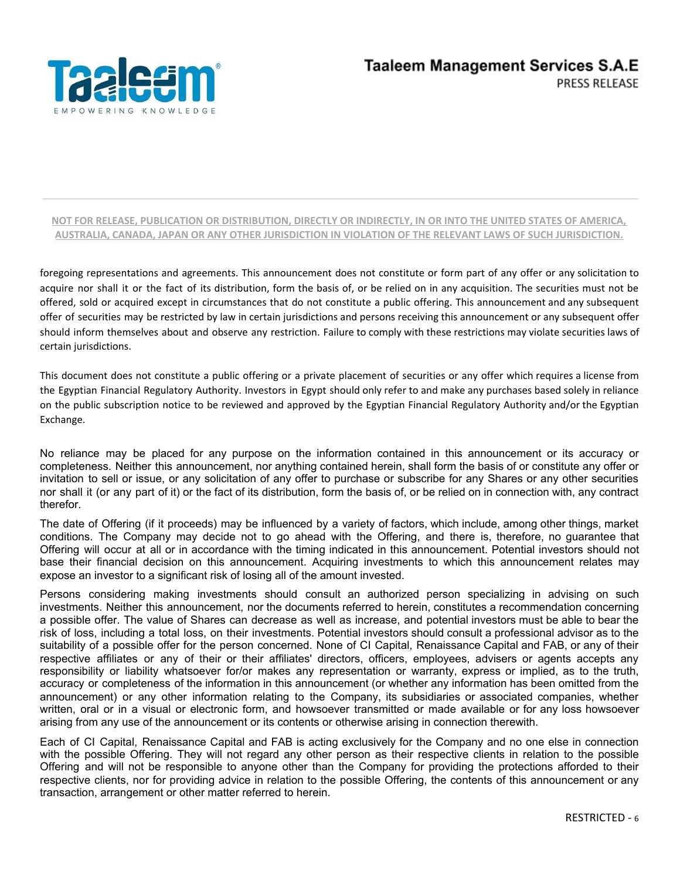**NOT FOR RELEASE, PUBLICATION OR DISTRIBUTION, DIRECTLY OR INDIRECTLY, IN OR INTO THE UNITED STATES OF AMERICA, AUSTRALIA, CANADA, JAPAN OR ANY OTHER JURISDICTION IN VIOLATION OF THE RELEVANT LAWS OF SUCH JURISDICTION.**

foregoing representations and agreements. This announcement does not constitute or form part of any offer or any solicitation to acquire nor shall it or the fact of its distribution, form the basis of, or be relied on in any acquisition. The securities must not be offered, sold or acquired except in circumstances that do not constitute a public offering. This announcement and any subsequent offer of securities may be restricted by law in certain jurisdictions and persons receiving this announcement or any subsequent offer should inform themselves about and observe any restriction. Failure to comply with these restrictions may violate securities laws of certain jurisdictions.

This document does not constitute a public offering or a private placement of securities or any offer which requires a license from the Egyptian Financial Regulatory Authority. Investors in Egypt should only refer to and make any purchases based solely in reliance on the public subscription notice to be reviewed and approved by the Egyptian Financial Regulatory Authority and/or the Egyptian Exchange.

No reliance may be placed for any purpose on the information contained in this announcement or its accuracy or completeness. Neither this announcement, nor anything contained herein, shall form the basis of or constitute any offer or invitation to sell or issue, or any solicitation of any offer to purchase or subscribe for any Shares or any other securities nor shall it (or any part of it) or the fact of its distribution, form the basis of, or be relied on in connection with, any contract therefor.

The date of Offering (if it proceeds) may be influenced by a variety of factors, which include, among other things, market conditions. The Company may decide not to go ahead with the Offering, and there is, therefore, no guarantee that Offering will occur at all or in accordance with the timing indicated in this announcement. Potential investors should not base their financial decision on this announcement. Acquiring investments to which this announcement relates may expose an investor to a significant risk of losing all of the amount invested.

Persons considering making investments should consult an authorized person specializing in advising on such investments. Neither this announcement, nor the documents referred to herein, constitutes a recommendation concerning a possible offer. The value of Shares can decrease as well as increase, and potential investors must be able to bear the risk of loss, including a total loss, on their investments. Potential investors should consult a professional advisor as to the suitability of a possible offer for the person concerned. None of CI Capital, Renaissance Capital and FAB, or any of their respective affiliates or any of their or their affiliates' directors, officers, employees, advisers or agents accepts any responsibility or liability whatsoever for/or makes any representation or warranty, express or implied, as to the truth, accuracy or completeness of the information in this announcement (or whether any information has been omitted from the announcement) or any other information relating to the Company, its subsidiaries or associated companies, whether written, oral or in a visual or electronic form, and howsoever transmitted or made available or for any loss howsoever arising from any use of the announcement or its contents or otherwise arising in connection therewith.

Each of CI Capital, Renaissance Capital and FAB is acting exclusively for the Company and no one else in connection with the possible Offering. They will not regard any other person as their respective clients in relation to the possible Offering and will not be responsible to anyone other than the Company for providing the protections afforded to their respective clients, nor for providing advice in relation to the possible Offering, the contents of this announcement or any transaction, arrangement or other matter referred to herein.